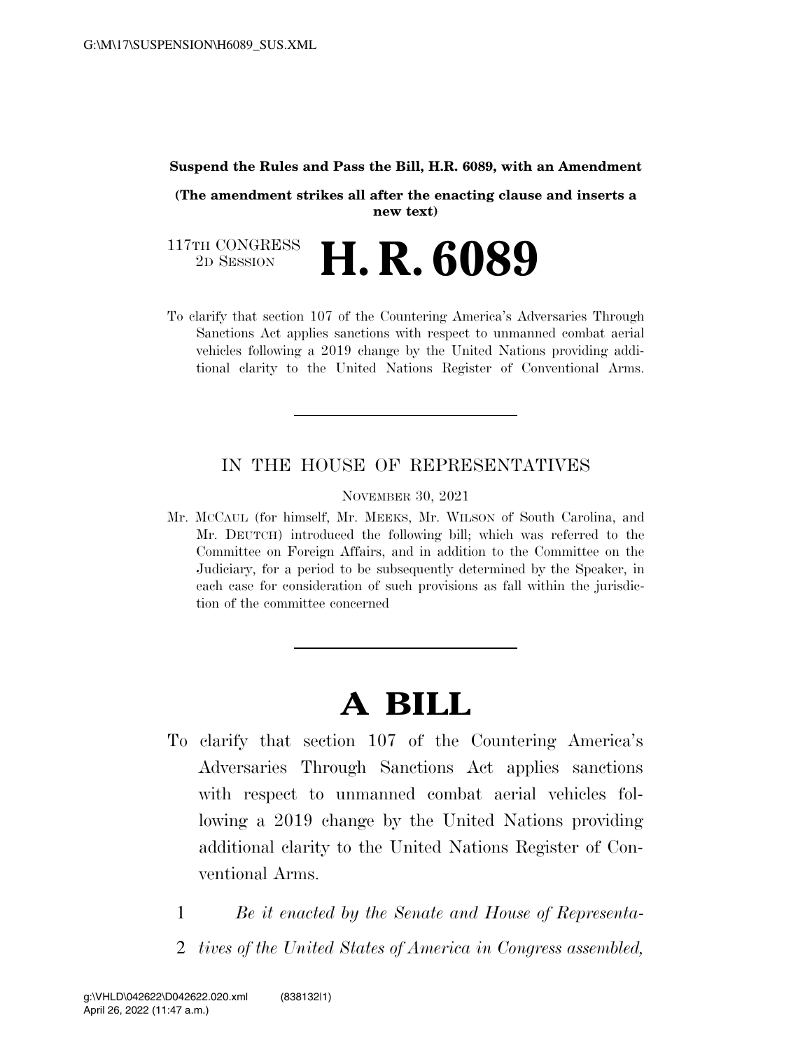**Suspend the Rules and Pass the Bill, H.R. 6089, with an Amendment**

**(The amendment strikes all after the enacting clause and inserts a new text)**

117TH CONGRESS
2D SESSION

# H. R. 6089

To clarify that section 107 of the Countering America's Adversaries Through Sanctions Act applies sanctions with respect to unmanned combat aerial vehicles following a 2019 change by the United Nations providing additional clarity to the United Nations Register of Conventional Arms.

---

IN THE HOUSE OF REPRESENTATIVES

NOVEMBER 30, 2021

Mr. MCCAUL (for himself, Mr. MEEKS, Mr. WILSON of South Carolina, and Mr. DEUTCH) introduced the following bill; which was referred to the Committee on Foreign Affairs, and in addition to the Committee on the Judiciary, for a period to be subsequently determined by the Speaker, in each case for consideration of such provisions as fall within the jurisdiction of the committee concerned

---

# A BILL

To clarify that section 107 of the Countering America's Adversaries Through Sanctions Act applies sanctions with respect to unmanned combat aerial vehicles following a 2019 change by the United Nations providing additional clarity to the United Nations Register of Conventional Arms.

1 *Be it enacted by the Senate and House of Representa-*
2 *tives of the United States of America in Congress assembled,*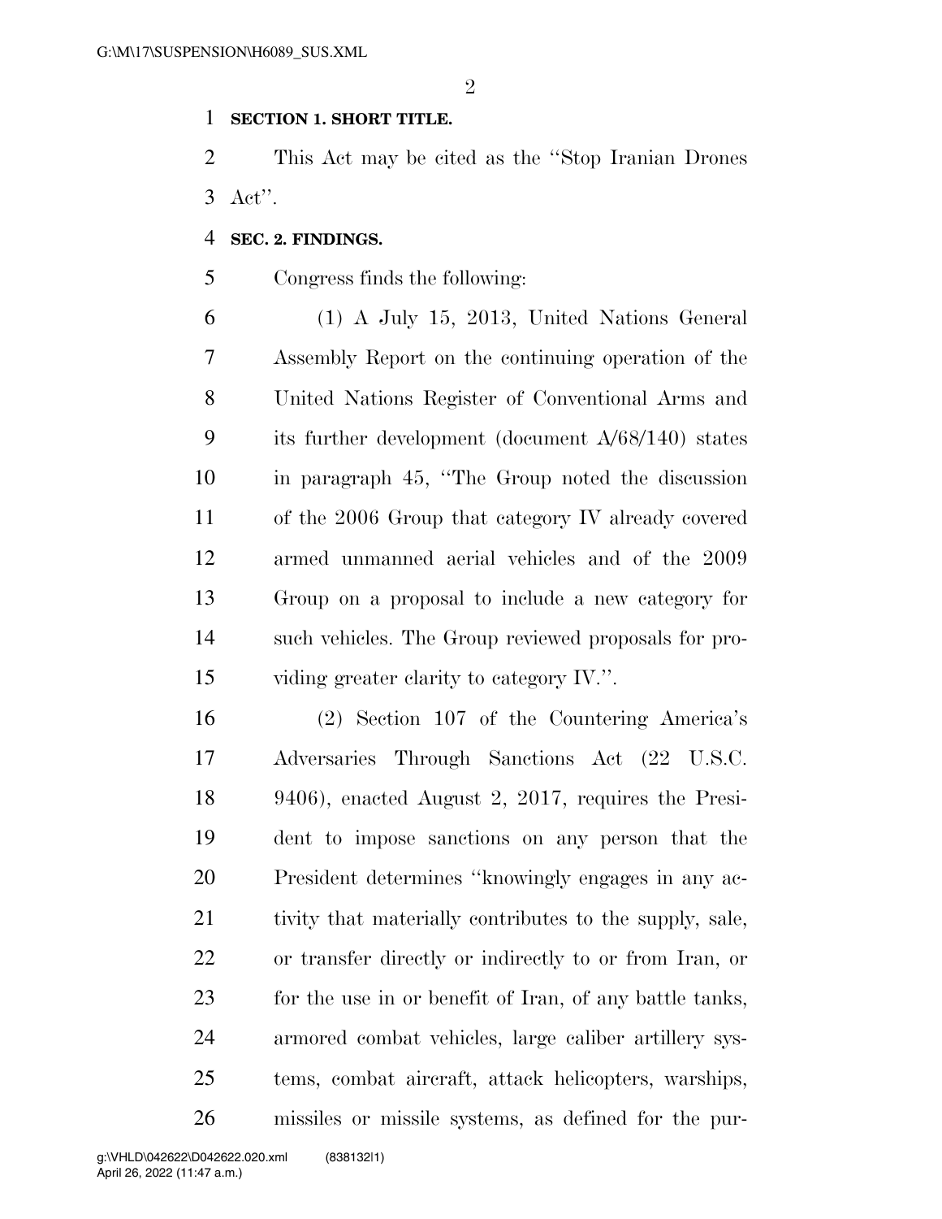**SECTION 1. SHORT TITLE.**

This Act may be cited as the ''Stop Iranian Drones Act''.

**SEC. 2. FINDINGS.**

Congress finds the following:

(1) A July 15, 2013, United Nations General Assembly Report on the continuing operation of the United Nations Register of Conventional Arms and its further development (document A/68/140) states in paragraph 45, ''The Group noted the discussion of the 2006 Group that category IV already covered armed unmanned aerial vehicles and of the 2009 Group on a proposal to include a new category for such vehicles. The Group reviewed proposals for providing greater clarity to category IV.''.

(2) Section 107 of the Countering America's Adversaries Through Sanctions Act (22 U.S.C. 9406), enacted August 2, 2017, requires the President to impose sanctions on any person that the President determines ''knowingly engages in any activity that materially contributes to the supply, sale, or transfer directly or indirectly to or from Iran, or for the use in or benefit of Iran, of any battle tanks, armored combat vehicles, large caliber artillery systems, combat aircraft, attack helicopters, warships, missiles or missile systems, as defined for the pur-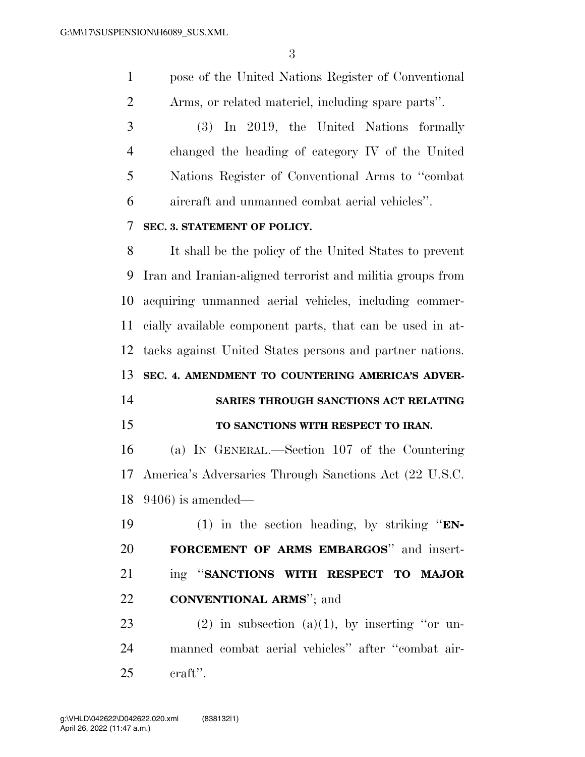pose of the United Nations Register of Conventional Arms, or related materiel, including spare parts''.

(3) In 2019, the United Nations formally changed the heading of category IV of the United Nations Register of Conventional Arms to ''combat aircraft and unmanned combat aerial vehicles''.

**SEC. 3. STATEMENT OF POLICY.**

It shall be the policy of the United States to prevent Iran and Iranian-aligned terrorist and militia groups from acquiring unmanned aerial vehicles, including commercially available component parts, that can be used in attacks against United States persons and partner nations.

**SEC. 4. AMENDMENT TO COUNTERING AMERICA'S ADVERSARIES THROUGH SANCTIONS ACT RELATING TO SANCTIONS WITH RESPECT TO IRAN.**

(a) IN GENERAL.—Section 107 of the Countering America's Adversaries Through Sanctions Act (22 U.S.C. 9406) is amended—

(1) in the section heading, by striking ''**ENFORCEMENT OF ARMS EMBARGOS**'' and inserting ''**SANCTIONS WITH RESPECT TO MAJOR CONVENTIONAL ARMS**''; and

(2) in subsection (a)(1), by inserting ''or unmanned combat aerial vehicles'' after ''combat aircraft''.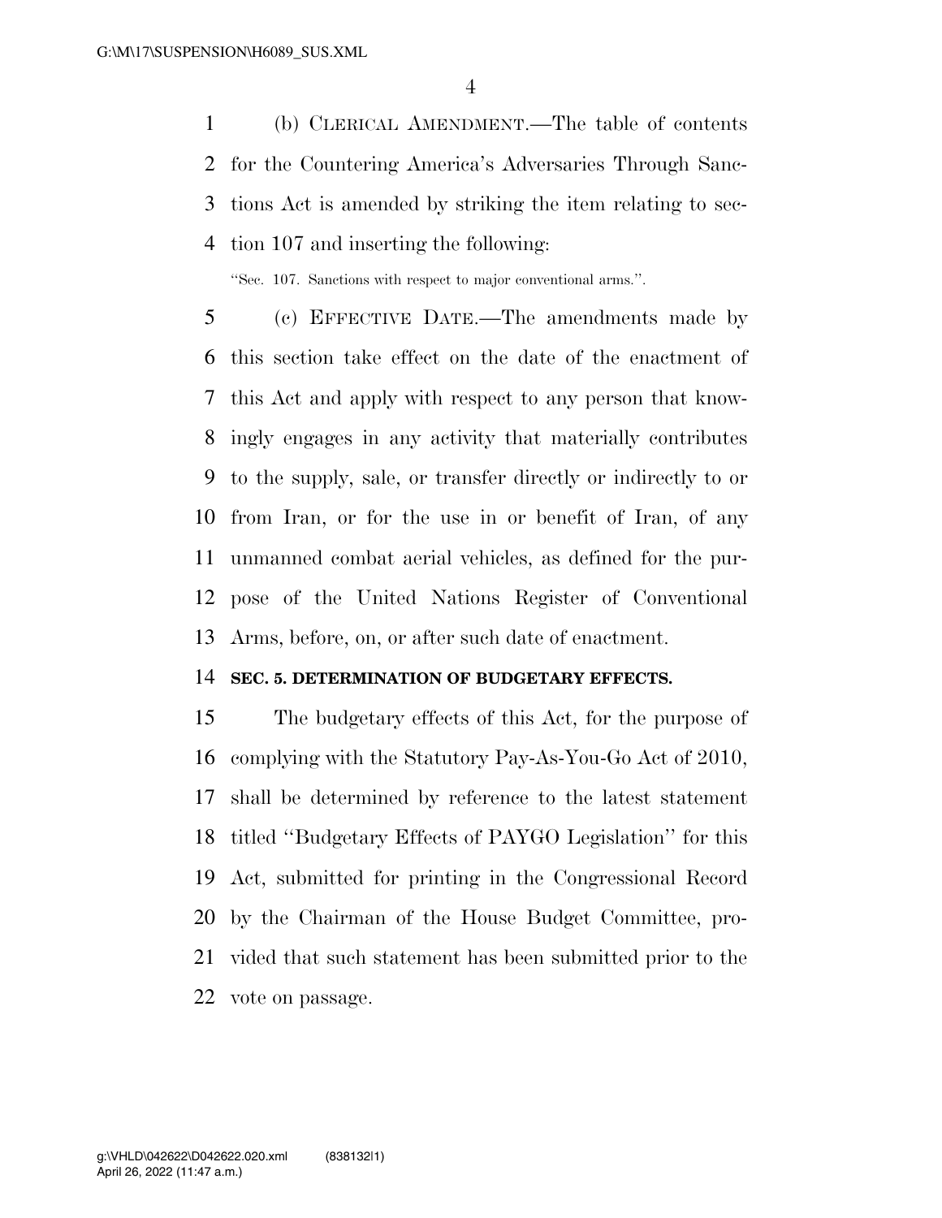(b) CLERICAL AMENDMENT.—The table of contents for the Countering America's Adversaries Through Sanctions Act is amended by striking the item relating to section 107 and inserting the following:

"Sec. 107. Sanctions with respect to major conventional arms.".

(c) EFFECTIVE DATE.—The amendments made by this section take effect on the date of the enactment of this Act and apply with respect to any person that knowingly engages in any activity that materially contributes to the supply, sale, or transfer directly or indirectly to or from Iran, or for the use in or benefit of Iran, of any unmanned combat aerial vehicles, as defined for the purpose of the United Nations Register of Conventional Arms, before, on, or after such date of enactment.

### SEC. 5. DETERMINATION OF BUDGETARY EFFECTS.

The budgetary effects of this Act, for the purpose of complying with the Statutory Pay-As-You-Go Act of 2010, shall be determined by reference to the latest statement titled "Budgetary Effects of PAYGO Legislation" for this Act, submitted for printing in the Congressional Record by the Chairman of the House Budget Committee, provided that such statement has been submitted prior to the vote on passage.